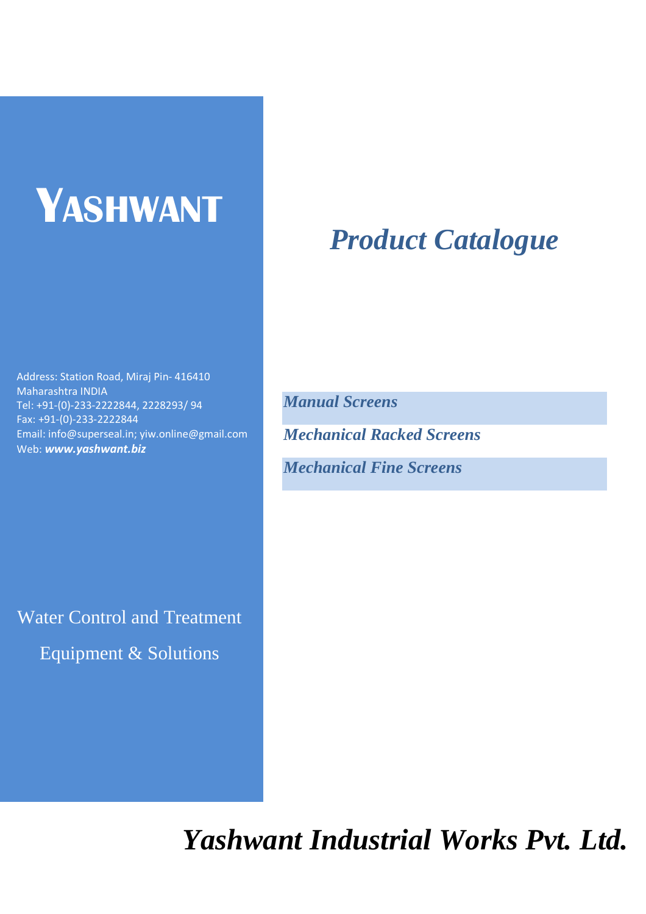# YASHWANT

## *Product Catalogue*

Address: Station Road, Miraj Pin- 416410
Maharashtra INDIA
Tel: +91-(0)-233-2222844, 2228293/ 94
Fax: +91-(0)-233-2222844
Email: info@superseal.in; yiw.online@gmail.com
Web: ***www.yashwant.biz***

***Manual Screens***

***Mechanical Racked Screens***

***Mechanical Fine Screens***

Water Control and Treatment

Equipment & Solutions

# *Yashwant Industrial Works Pvt. Ltd.*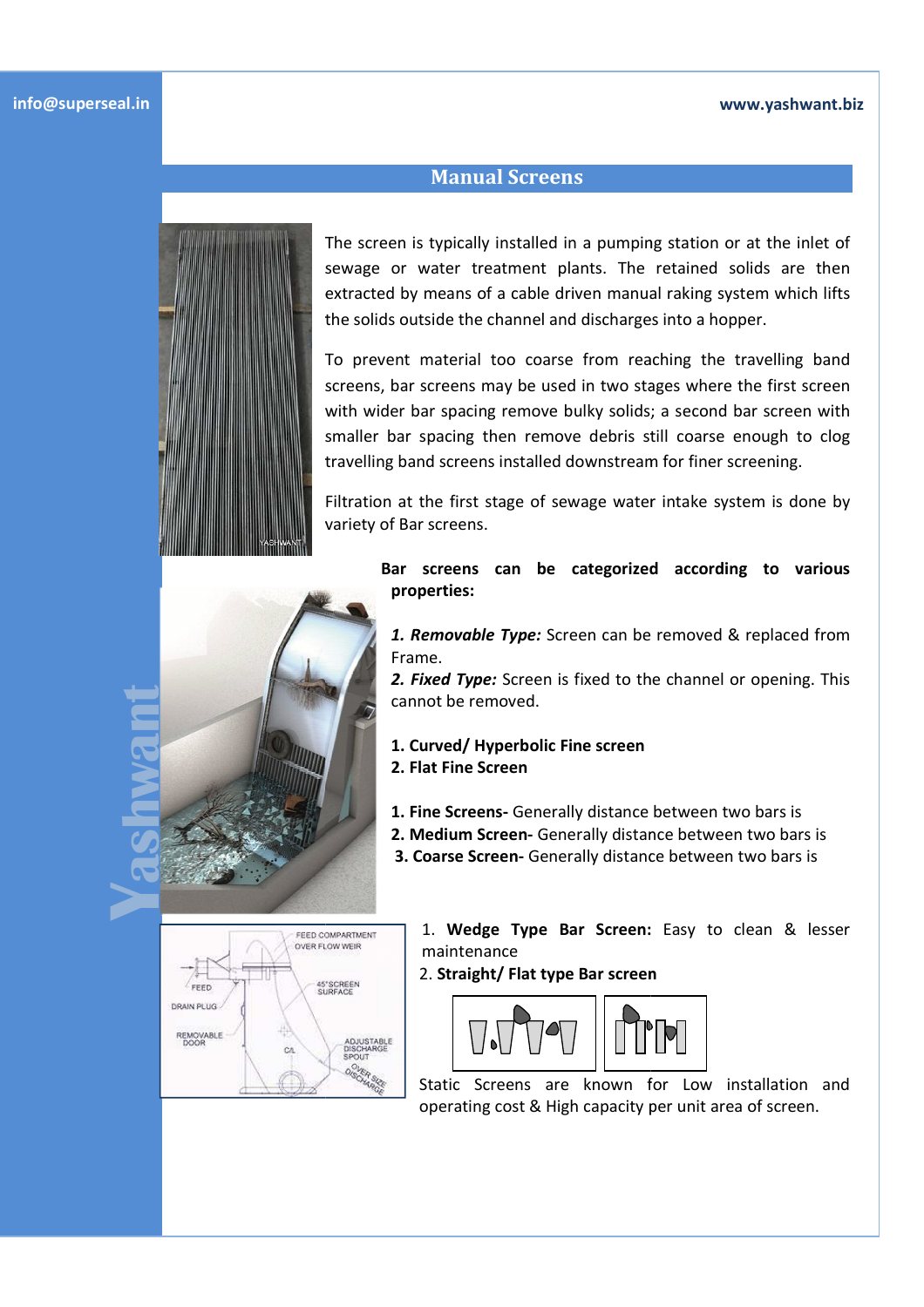# Manual Screens

The screen is typically installed in a pumping station or at the inlet of sewage or water treatment plants. The retained solids are then extracted by means of a cable driven manual raking system which lifts the solids outside the channel and discharges into a hopper.

To prevent material too coarse from reaching the travelling band screens, bar screens may be used in two stages where the first screen with wider bar spacing remove bulky solids; a second bar screen with smaller bar spacing then remove debris still coarse enough to clog travelling band screens installed downstream for finer screening.

Filtration at the first stage of sewage water intake system is done by variety of Bar screens.

**Bar screens can be categorized according to various properties:**

1. ***Removable Type:*** Screen can be removed & replaced from Frame.
2. ***Fixed Type:*** Screen is fixed to the channel or opening. This cannot be removed.

1. **Curved/ Hyperbolic Fine screen**
2. **Flat Fine Screen**

1. **Fine Screens-** Generally distance between two bars is
2. **Medium Screen-** Generally distance between two bars is
3. **Coarse Screen-** Generally distance between two bars is

1. **Wedge Type Bar Screen:** Easy to clean & lesser maintenance
2. **Straight/ Flat type Bar screen**

Static Screens are known for Low installation and operating cost & High capacity per unit area of screen.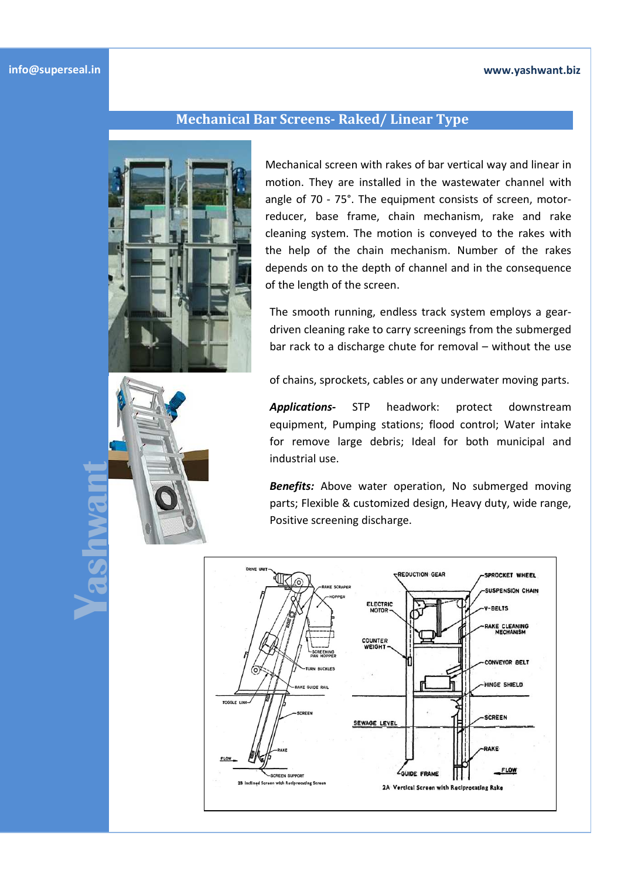## Mechanical Bar Screens- Raked/ Linear Type

Mechanical screen with rakes of bar vertical way and linear in motion. They are installed in the wastewater channel with angle of 70 - 75°. The equipment consists of screen, motor-reducer, base frame, chain mechanism, rake and rake cleaning system. The motion is conveyed to the rakes with the help of the chain mechanism. Number of the rakes depends on to the depth of channel and in the consequence of the length of the screen.

The smooth running, endless track system employs a gear-driven cleaning rake to carry screenings from the submerged bar rack to a discharge chute for removal – without the use of chains, sprockets, cables or any underwater moving parts.

***Applications-*** STP headwork: protect downstream equipment, Pumping stations; flood control; Water intake for remove large debris; Ideal for both municipal and industrial use.

***Benefits:*** Above water operation, No submerged moving parts; Flexible & customized design, Heavy duty, wide range, Positive screening discharge.

2B Inclined Screen with Reciprocating Screen

2A Vertical Screen with Reciprocating Rake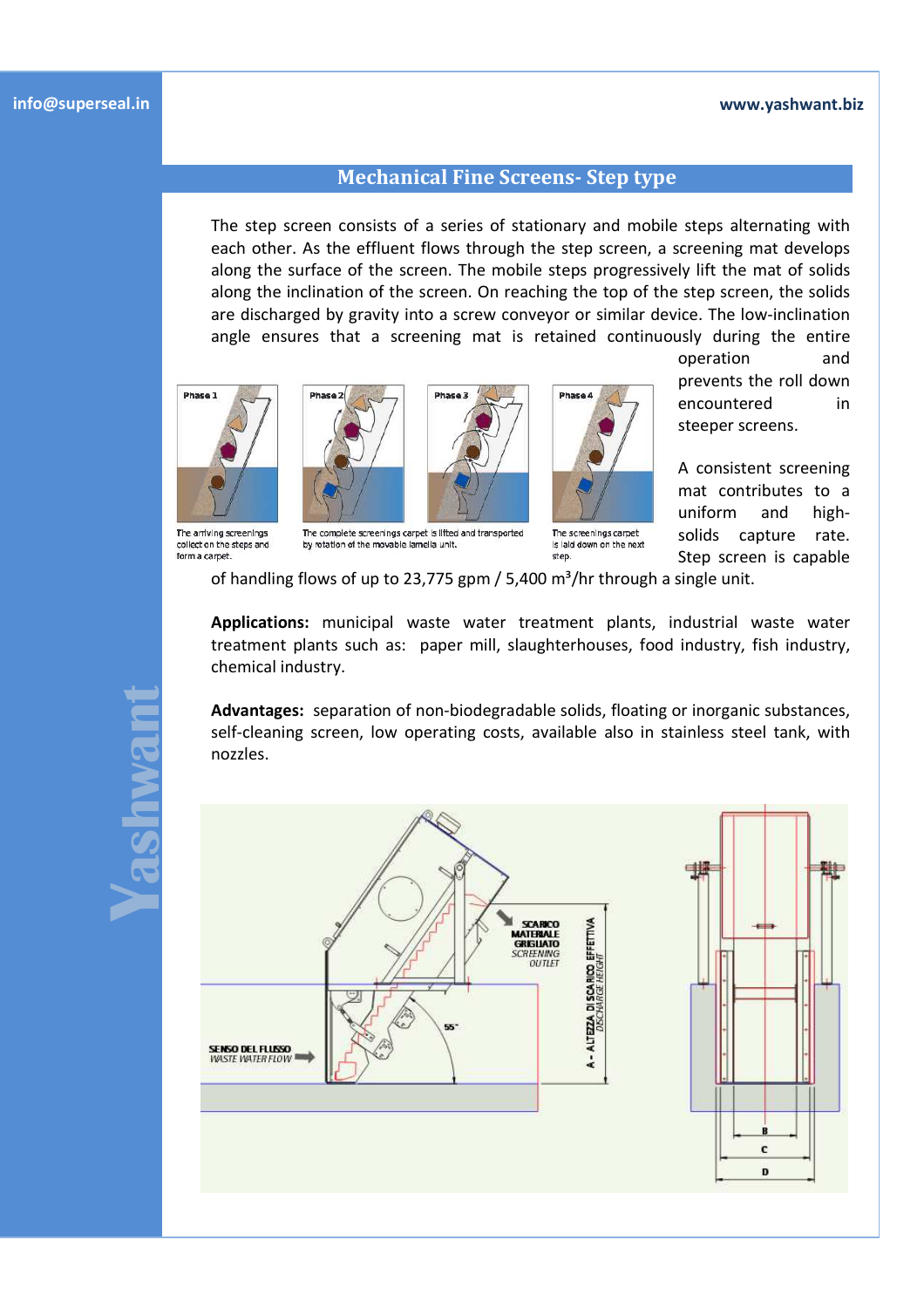## Mechanical Fine Screens- Step type

The step screen consists of a series of stationary and mobile steps alternating with each other. As the effluent flows through the step screen, a screening mat develops along the surface of the screen. The mobile steps progressively lift the mat of solids along the inclination of the screen. On reaching the top of the step screen, the solids are discharged by gravity into a screw conveyor or similar device. The low-inclination angle ensures that a screening mat is retained continuously during the entire operation and prevents the roll down encountered in steeper screens.

Phase 1

The arriving screenings collect on the steps and form a carpet.

Phase 2

Phase 3

The complete screenings carpet is lifted and transported by rotation of the movable lamella unit.

Phase 4

The screenings carpet is laid down on the next step.

A consistent screening mat contributes to a uniform and high-solids capture rate. Step screen is capable of handling flows of up to 23,775 gpm / 5,400 m³/hr through a single unit.

**Applications:** municipal waste water treatment plants, industrial waste water treatment plants such as: paper mill, slaughterhouses, food industry, fish industry, chemical industry.

**Advantages:** separation of non-biodegradable solids, floating or inorganic substances, self-cleaning screen, low operating costs, available also in stainless steel tank, with nozzles.

SCARICO MATERIALE GRIGLIATO
SCREENING OUTLET

A - ALTEZZA DI SCARICO EFFETTIVA
DISCHARGE HEIGHT

55°

SENSO DEL FLUSSO
WASTE WATER FLOW

B

C

D